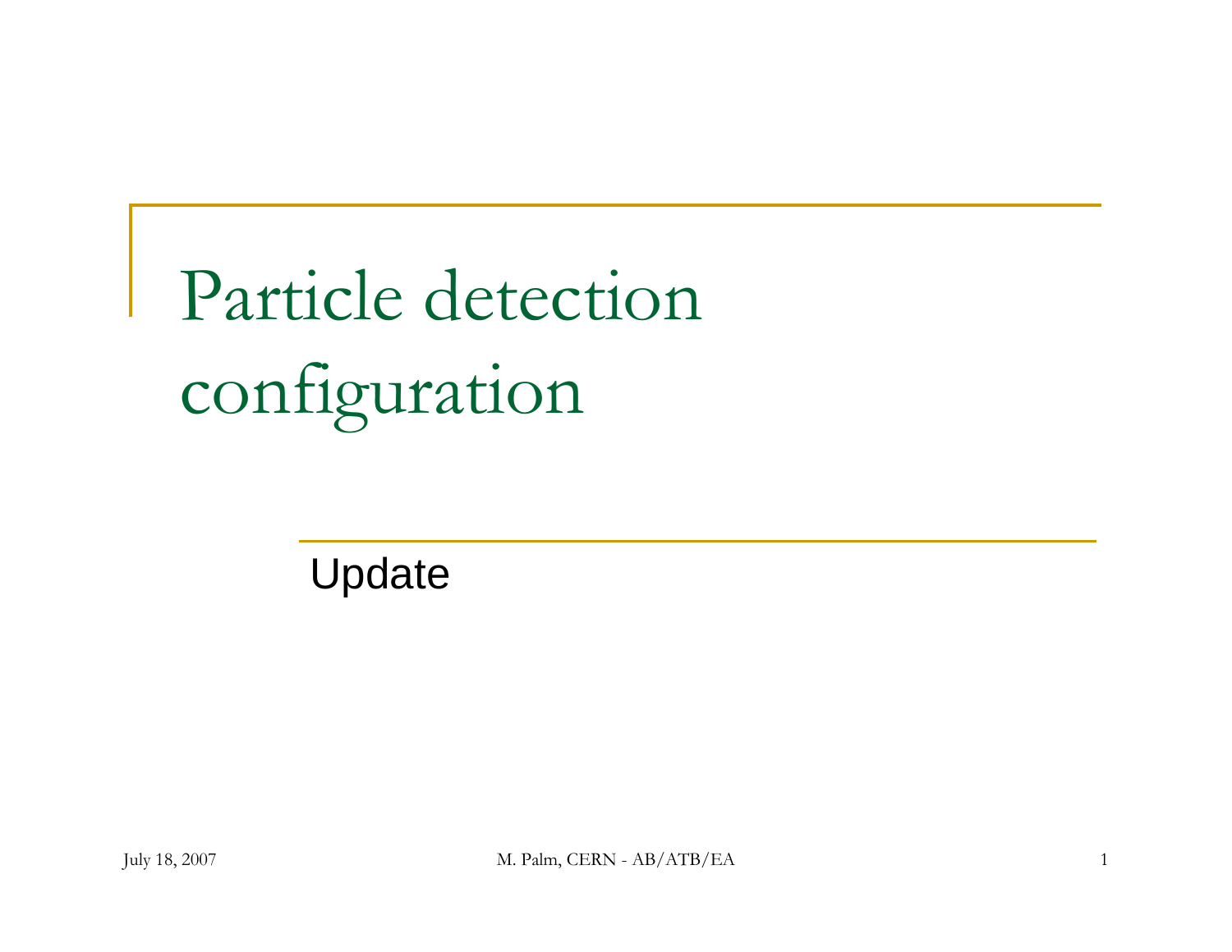# Particle detection configuration

Update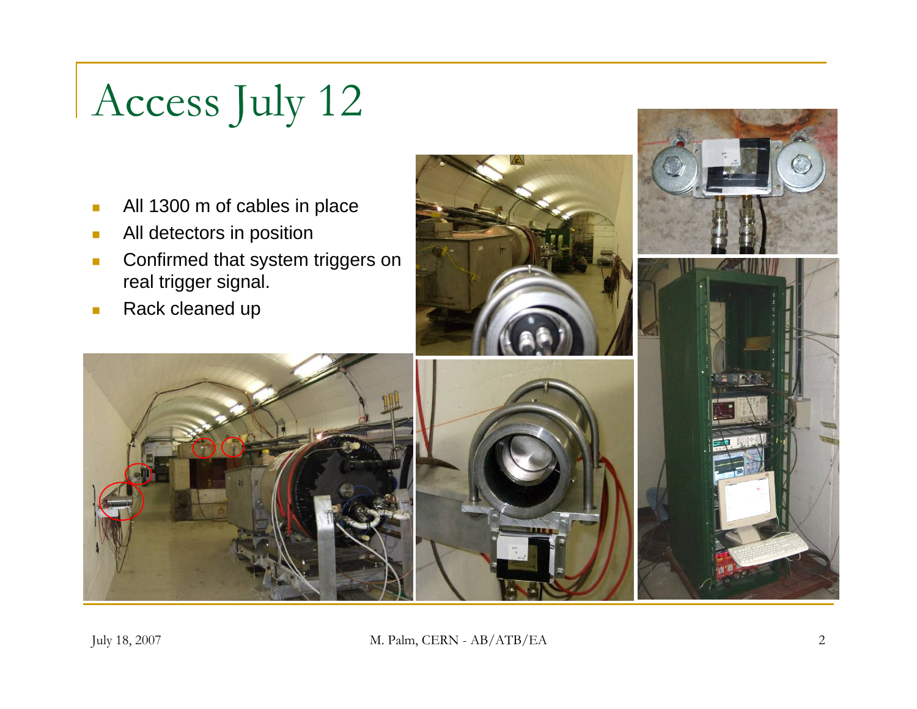# Access July 12

- All 1300 m of cables in place
- All detectors in position
- Confirmed that system triggers on real trigger signal.
- Rack cleaned up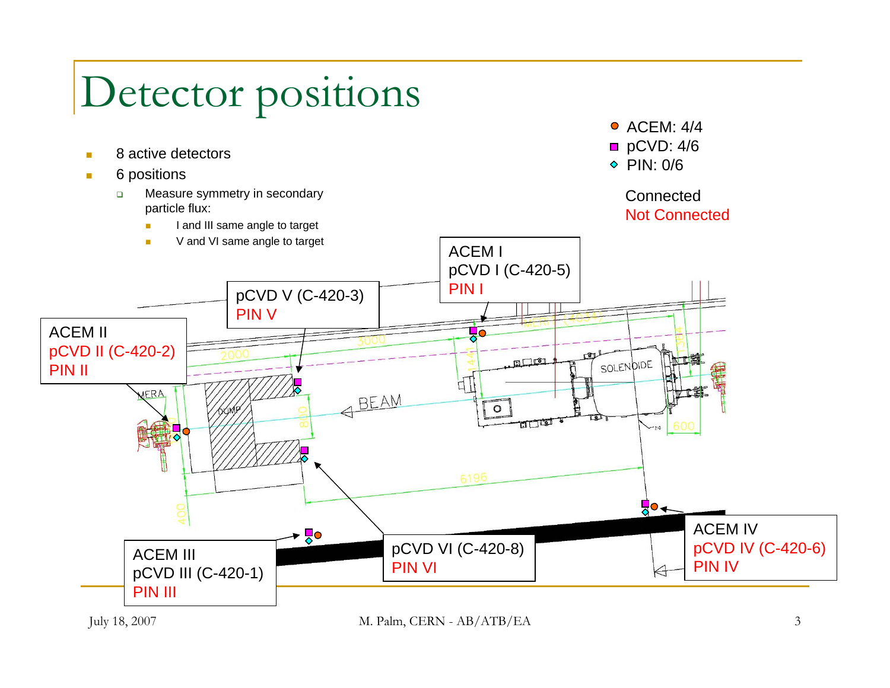# Detector positions

- 8 active detectors
- 6 positions
  - Measure symmetry in secondary particle flux:
    - I and III same angle to target
    - V and VI same angle to target

● ACEM: 4/4
■ pCVD: 4/6
◇ PIN: 0/6

Connected
Not Connected

ACEM I
pCVD I (C-420-5)
PIN I

pCVD V (C-420-3)
PIN V

ACEM II
pCVD II (C-420-2)
PIN II

ACEM III
pCVD III (C-420-1)
PIN III

pCVD VI (C-420-8)
PIN VI

ACEM IV
pCVD IV (C-420-6)
PIN IV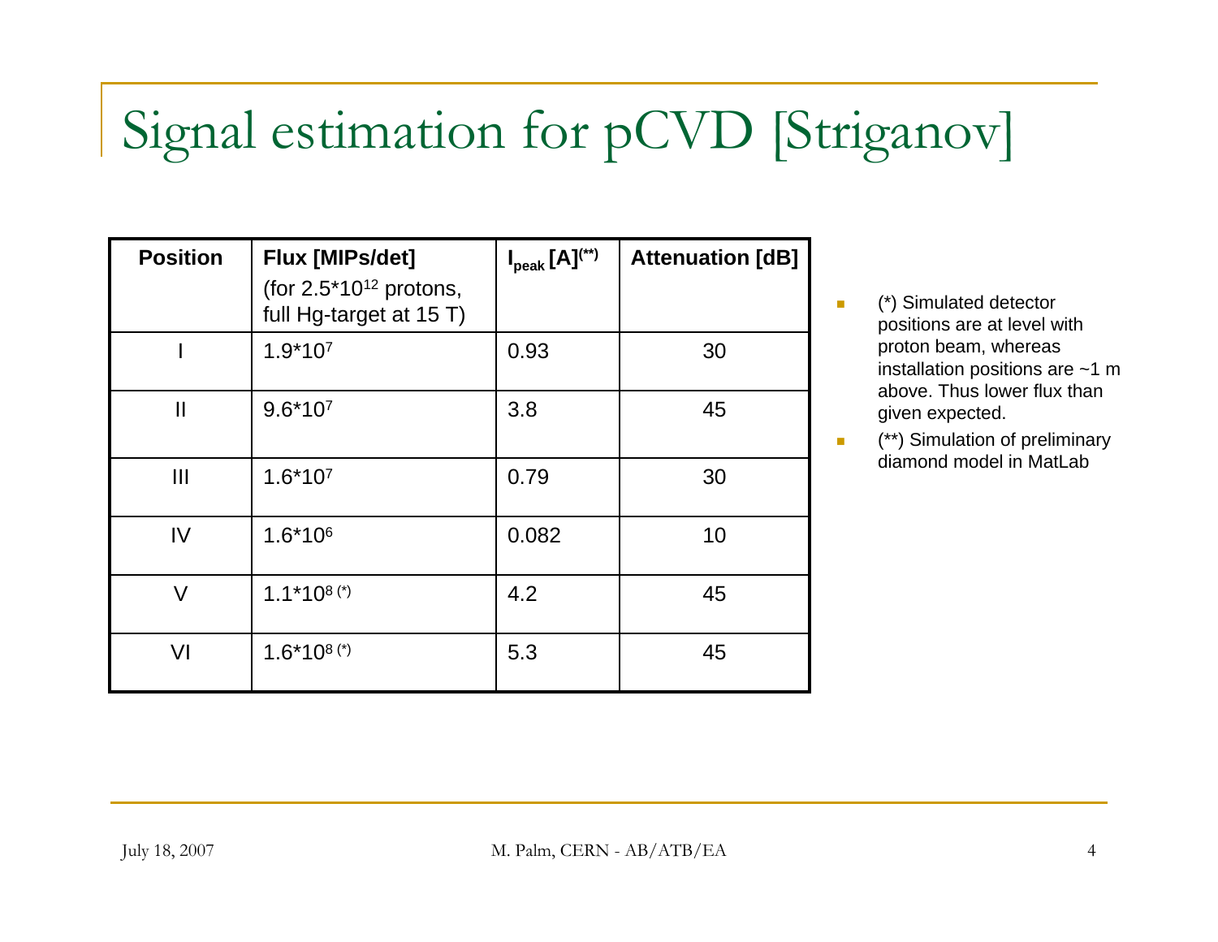# Signal estimation for pCVD [Striganov]

| Position | Flux [MIPs/det] (for $2.5 \times 10^{12}$ protons, full Hg-target at 15 T) | $I_{peak}$ [A](**) | Attenuation [dB] |
|---|---|---|---|
| I | $1.9 \times 10^{7}$ | 0.93 | 30 |
| II | $9.6 \times 10^{7}$ | 3.8 | 45 |
| III | $1.6 \times 10^{7}$ | 0.79 | 30 |
| IV | $1.6 \times 10^{6}$ | 0.082 | 10 |
| V | $1.1 \times 10^{8}$ (*) | 4.2 | 45 |
| VI | $1.6 \times 10^{8}$ (*) | 5.3 | 45 |

- (*) Simulated detector positions are at level with proton beam, whereas installation positions are ~1 m above. Thus lower flux than given expected.
- (**) Simulation of preliminary diamond model in MatLab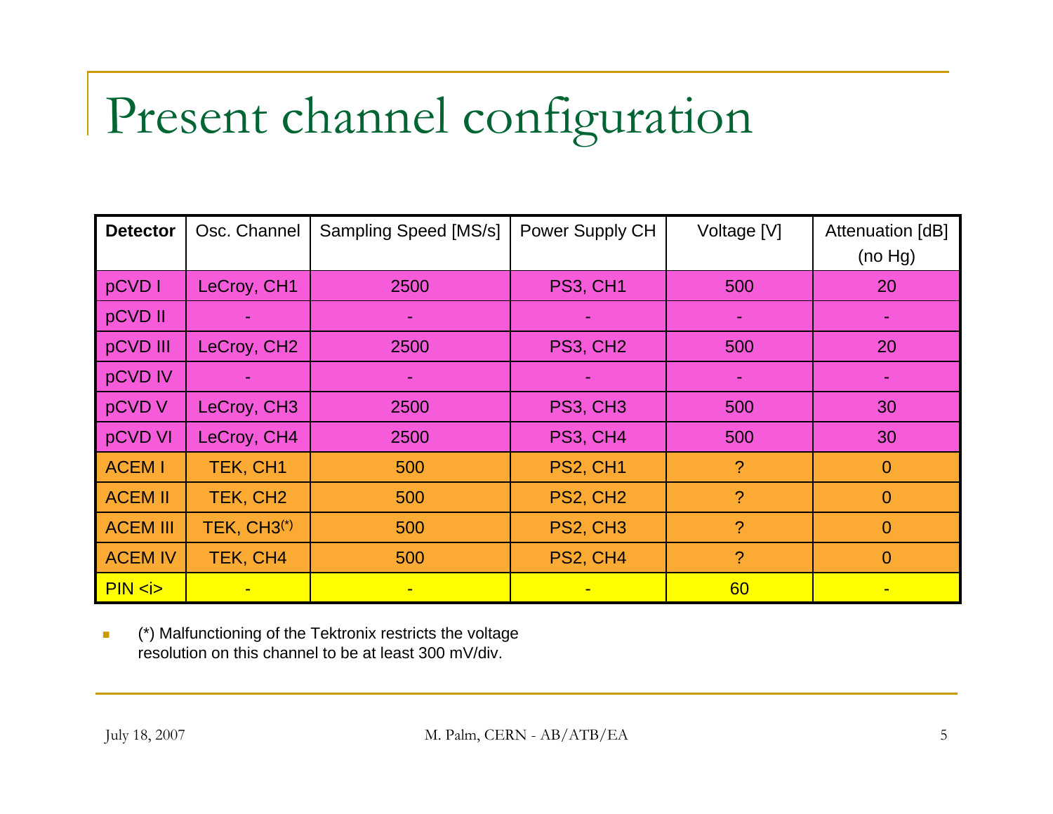# Present channel configuration

| **Detector** | Osc. Channel | Sampling Speed [MS/s] | Power Supply CH | Voltage [V] | Attenuation [dB] (no Hg) |
|---|---|---|---|---|---|
| pCVD I | LeCroy, CH1 | 2500 | PS3, CH1 | 500 | 20 |
| pCVD II | - | - | - | - | - |
| pCVD III | LeCroy, CH2 | 2500 | PS3, CH2 | 500 | 20 |
| pCVD IV | - | - | - | - | - |
| pCVD V | LeCroy, CH3 | 2500 | PS3, CH3 | 500 | 30 |
| pCVD VI | LeCroy, CH4 | 2500 | PS3, CH4 | 500 | 30 |
| ACEM I | TEK, CH1 | 500 | PS2, CH1 | ? | 0 |
| ACEM II | TEK, CH2 | 500 | PS2, CH2 | ? | 0 |
| ACEM III | TEK, CH3(*) | 500 | PS2, CH3 | ? | 0 |
| ACEM IV | TEK, CH4 | 500 | PS2, CH4 | ? | 0 |
| PIN <i> | - | - | - | 60 | - |

- (*) Malfunctioning of the Tektronix restricts the voltage resolution on this channel to be at least 300 mV/div.